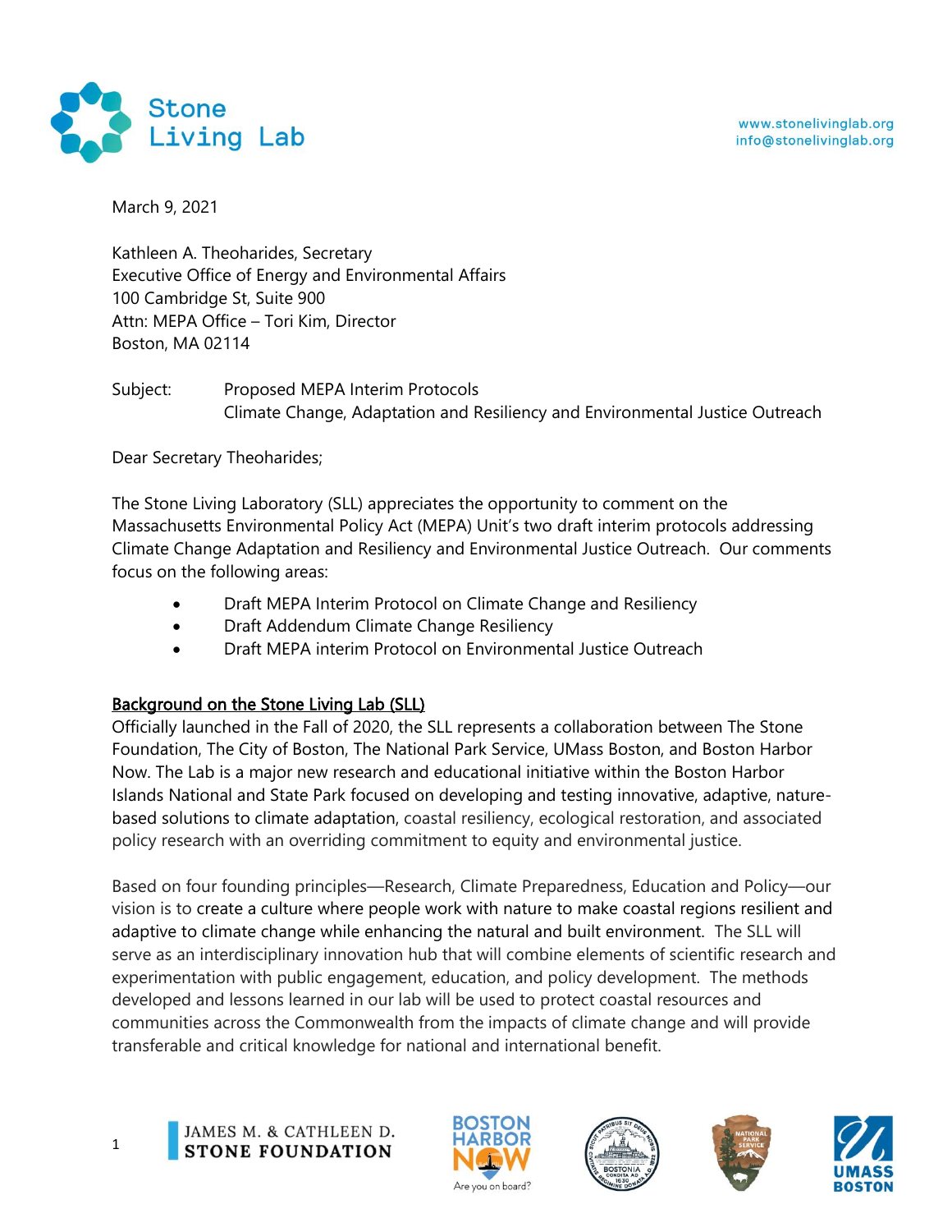Stone Living Lab

www.stonelivinglab.org
info@stonelivinglab.org

March 9, 2021

Kathleen A. Theoharides, Secretary
Executive Office of Energy and Environmental Affairs
100 Cambridge St, Suite 900
Attn: MEPA Office – Tori Kim, Director
Boston, MA 02114

Subject: Proposed MEPA Interim Protocols
Climate Change, Adaptation and Resiliency and Environmental Justice Outreach

Dear Secretary Theoharides;

The Stone Living Laboratory (SLL) appreciates the opportunity to comment on the Massachusetts Environmental Policy Act (MEPA) Unit's two draft interim protocols addressing Climate Change Adaptation and Resiliency and Environmental Justice Outreach. Our comments focus on the following areas:

- Draft MEPA Interim Protocol on Climate Change and Resiliency
- Draft Addendum Climate Change Resiliency
- Draft MEPA interim Protocol on Environmental Justice Outreach

**Background on the Stone Living Lab (SLL)**

Officially launched in the Fall of 2020, the SLL represents a collaboration between The Stone Foundation, The City of Boston, The National Park Service, UMass Boston, and Boston Harbor Now. The Lab is a major new research and educational initiative within the Boston Harbor Islands National and State Park focused on developing and testing innovative, adaptive, nature-based solutions to climate adaptation, coastal resiliency, ecological restoration, and associated policy research with an overriding commitment to equity and environmental justice.

Based on four founding principles—Research, Climate Preparedness, Education and Policy—our vision is to create a culture where people work with nature to make coastal regions resilient and adaptive to climate change while enhancing the natural and built environment. The SLL will serve as an interdisciplinary innovation hub that will combine elements of scientific research and experimentation with public engagement, education, and policy development. The methods developed and lessons learned in our lab will be used to protect coastal resources and communities across the Commonwealth from the impacts of climate change and will provide transferable and critical knowledge for national and international benefit.

JAMES M. & CATHLEEN D. STONE FOUNDATION · BOSTON HARBOR NOW – Are you on board? · BOSTONIA CONDITA AD 1630 · NATIONAL PARK SERVICE · UMASS BOSTON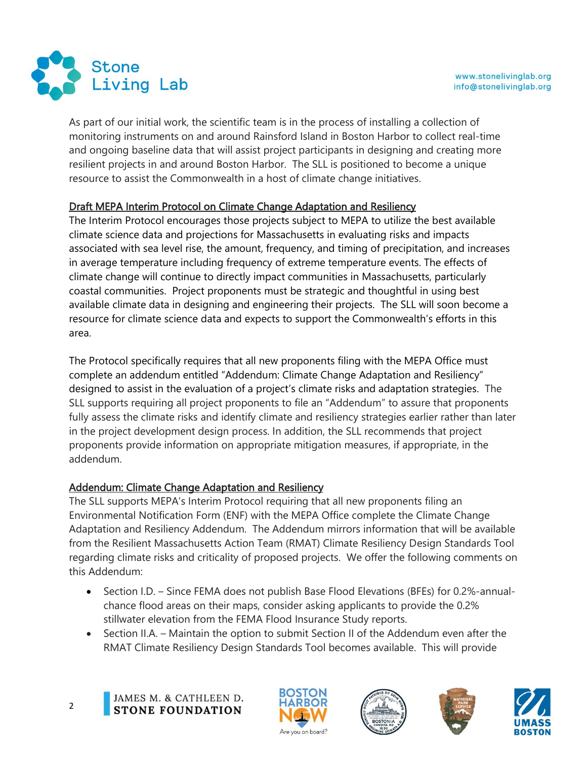As part of our initial work, the scientific team is in the process of installing a collection of monitoring instruments on and around Rainsford Island in Boston Harbor to collect real-time and ongoing baseline data that will assist project participants in designing and creating more resilient projects in and around Boston Harbor. The SLL is positioned to become a unique resource to assist the Commonwealth in a host of climate change initiatives.

<u>Draft MEPA Interim Protocol on Climate Change Adaptation and Resiliency</u>

The Interim Protocol encourages those projects subject to MEPA to utilize the best available climate science data and projections for Massachusetts in evaluating risks and impacts associated with sea level rise, the amount, frequency, and timing of precipitation, and increases in average temperature including frequency of extreme temperature events. The effects of climate change will continue to directly impact communities in Massachusetts, particularly coastal communities. Project proponents must be strategic and thoughtful in using best available climate data in designing and engineering their projects. The SLL will soon become a resource for climate science data and expects to support the Commonwealth's efforts in this area.

The Protocol specifically requires that all new proponents filing with the MEPA Office must complete an addendum entitled "Addendum: Climate Change Adaptation and Resiliency" designed to assist in the evaluation of a project's climate risks and adaptation strategies. The SLL supports requiring all project proponents to file an "Addendum" to assure that proponents fully assess the climate risks and identify climate and resiliency strategies earlier rather than later in the project development design process. In addition, the SLL recommends that project proponents provide information on appropriate mitigation measures, if appropriate, in the addendum.

<u>Addendum: Climate Change Adaptation and Resiliency</u>

The SLL supports MEPA's Interim Protocol requiring that all new proponents filing an Environmental Notification Form (ENF) with the MEPA Office complete the Climate Change Adaptation and Resiliency Addendum. The Addendum mirrors information that will be available from the Resilient Massachusetts Action Team (RMAT) Climate Resiliency Design Standards Tool regarding climate risks and criticality of proposed projects. We offer the following comments on this Addendum:

- Section I.D. – Since FEMA does not publish Base Flood Elevations (BFEs) for 0.2%-annual-chance flood areas on their maps, consider asking applicants to provide the 0.2% stillwater elevation from the FEMA Flood Insurance Study reports.
- Section II.A. – Maintain the option to submit Section II of the Addendum even after the RMAT Climate Resiliency Design Standards Tool becomes available. This will provide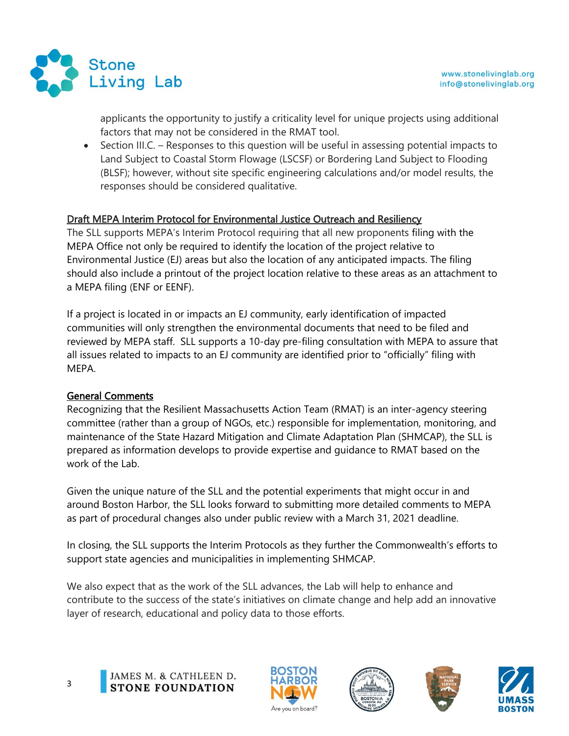applicants the opportunity to justify a criticality level for unique projects using additional factors that may not be considered in the RMAT tool.

- Section III.C. – Responses to this question will be useful in assessing potential impacts to Land Subject to Coastal Storm Flowage (LSCSF) or Bordering Land Subject to Flooding (BLSF); however, without site specific engineering calculations and/or model results, the responses should be considered qualitative.

## Draft MEPA Interim Protocol for Environmental Justice Outreach and Resiliency

The SLL supports MEPA's Interim Protocol requiring that all new proponents filing with the MEPA Office not only be required to identify the location of the project relative to Environmental Justice (EJ) areas but also the location of any anticipated impacts. The filing should also include a printout of the project location relative to these areas as an attachment to a MEPA filing (ENF or EENF).

If a project is located in or impacts an EJ community, early identification of impacted communities will only strengthen the environmental documents that need to be filed and reviewed by MEPA staff. SLL supports a 10-day pre-filing consultation with MEPA to assure that all issues related to impacts to an EJ community are identified prior to "officially" filing with MEPA.

## General Comments

Recognizing that the Resilient Massachusetts Action Team (RMAT) is an inter-agency steering committee (rather than a group of NGOs, etc.) responsible for implementation, monitoring, and maintenance of the State Hazard Mitigation and Climate Adaptation Plan (SHMCAP), the SLL is prepared as information develops to provide expertise and guidance to RMAT based on the work of the Lab.

Given the unique nature of the SLL and the potential experiments that might occur in and around Boston Harbor, the SLL looks forward to submitting more detailed comments to MEPA as part of procedural changes also under public review with a March 31, 2021 deadline.

In closing, the SLL supports the Interim Protocols as they further the Commonwealth's efforts to support state agencies and municipalities in implementing SHMCAP.

We also expect that as the work of the SLL advances, the Lab will help to enhance and contribute to the success of the state's initiatives on climate change and help add an innovative layer of research, educational and policy data to those efforts.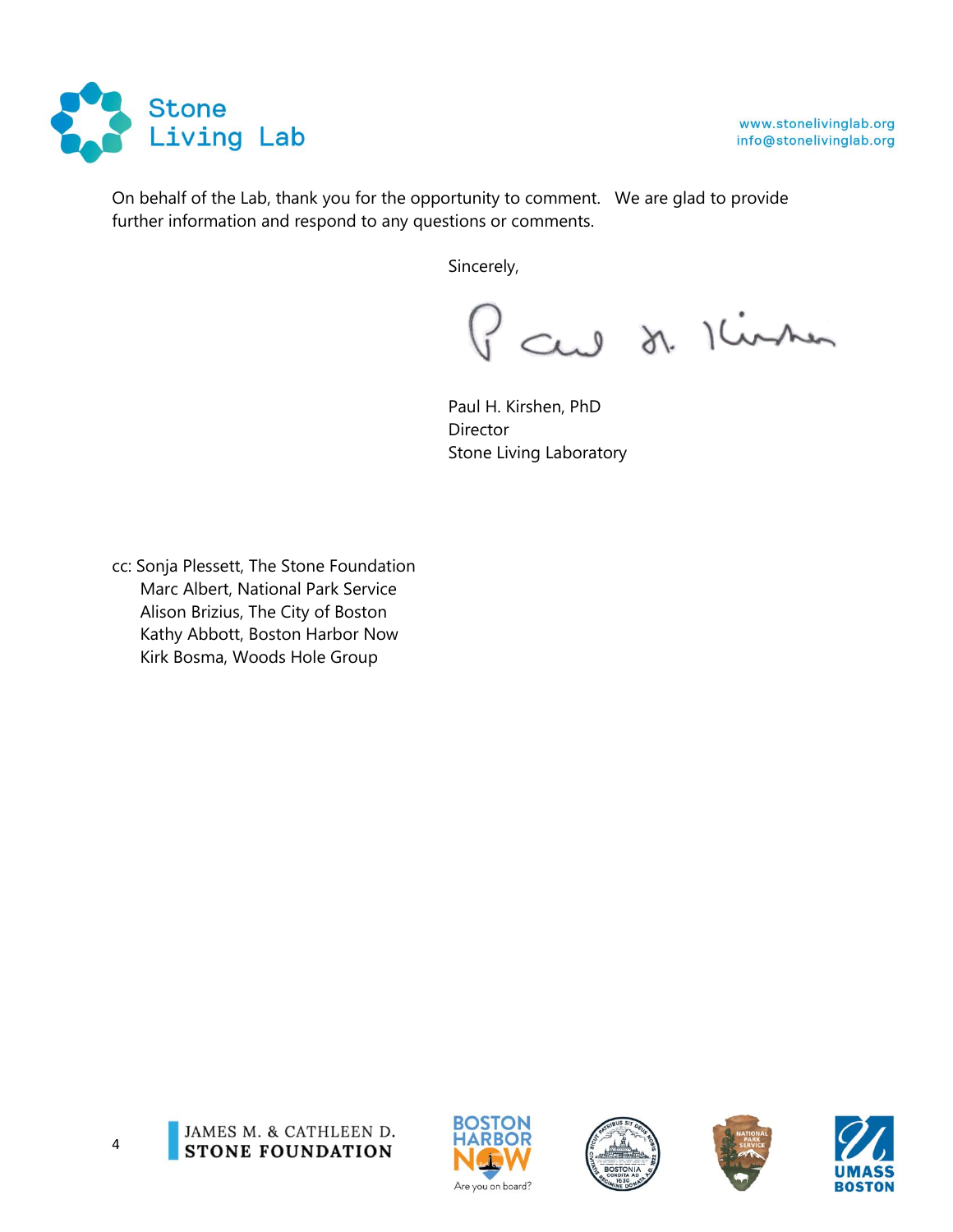On behalf of the Lab, thank you for the opportunity to comment. We are glad to provide further information and respond to any questions or comments.

Sincerely,

Paul H. Kirshen, PhD
Director
Stone Living Laboratory

cc: Sonja Plessett, The Stone Foundation
Marc Albert, National Park Service
Alison Brizius, The City of Boston
Kathy Abbott, Boston Harbor Now
Kirk Bosma, Woods Hole Group